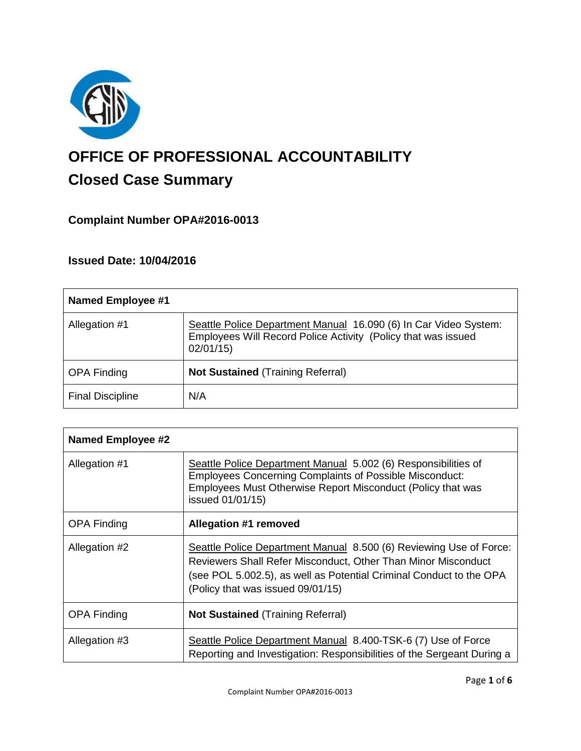# OFFICE OF PROFESSIONAL ACCOUNTABILITY

## Closed Case Summary

### Complaint Number OPA#2016-0013

### Issued Date: 10/04/2016

| **Named Employee #1** | |
|---|---|
| Allegation #1 | Seattle Police Department Manual 16.090 (6) In Car Video System: Employees Will Record Police Activity (Policy that was issued 02/01/15) |
| OPA Finding | **Not Sustained** (Training Referral) |
| Final Discipline | N/A |

| **Named Employee #2** | |
|---|---|
| Allegation #1 | Seattle Police Department Manual 5.002 (6) Responsibilities of Employees Concerning Complaints of Possible Misconduct: Employees Must Otherwise Report Misconduct (Policy that was issued 01/01/15) |
| OPA Finding | **Allegation #1 removed** |
| Allegation #2 | Seattle Police Department Manual 8.500 (6) Reviewing Use of Force: Reviewers Shall Refer Misconduct, Other Than Minor Misconduct (see POL 5.002.5), as well as Potential Criminal Conduct to the OPA (Policy that was issued 09/01/15) |
| OPA Finding | **Not Sustained** (Training Referral) |
| Allegation #3 | Seattle Police Department Manual 8.400-TSK-6 (7) Use of Force Reporting and Investigation: Responsibilities of the Sergeant During a |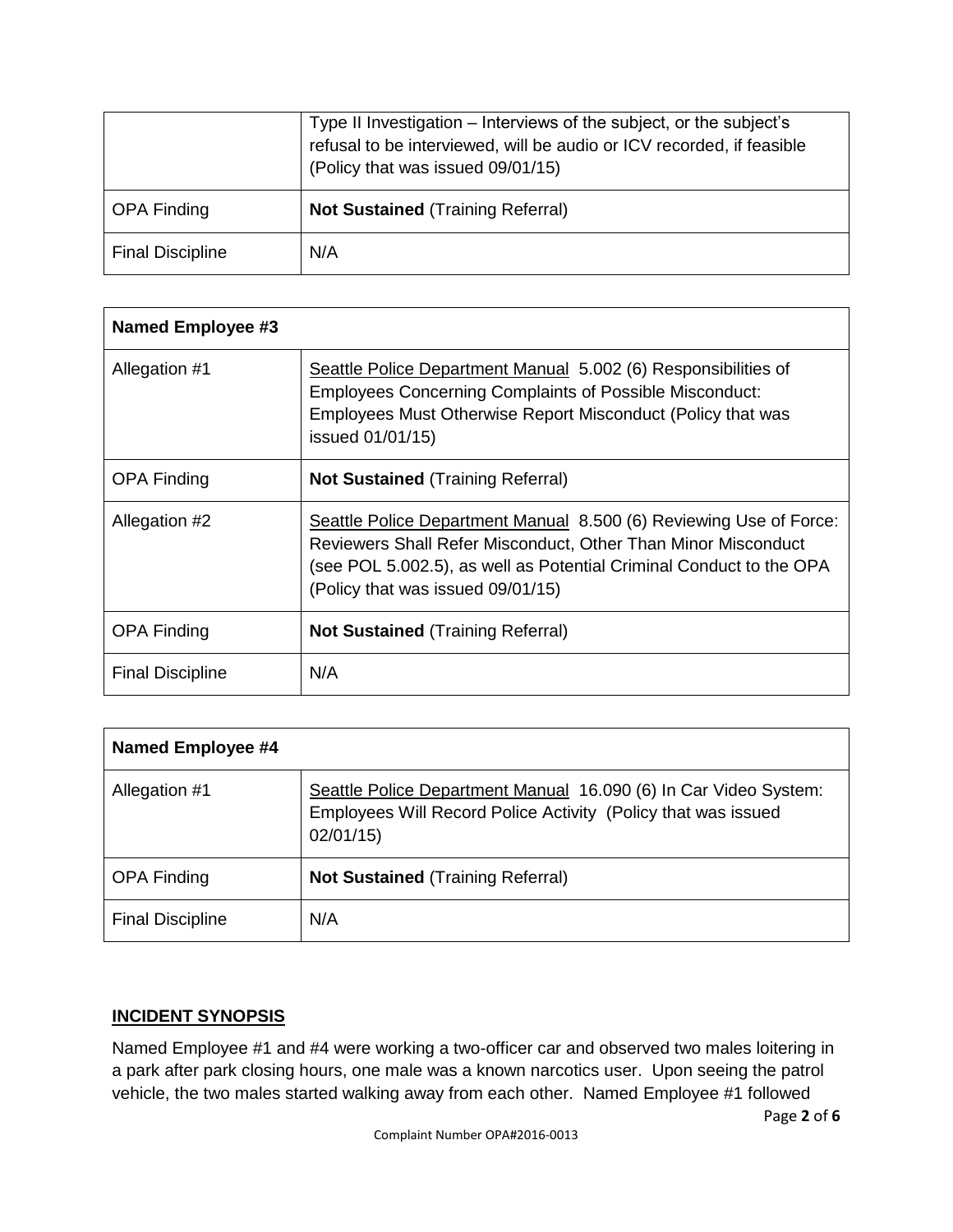| | |
|---|---|
| | Type II Investigation – Interviews of the subject, or the subject's refusal to be interviewed, will be audio or ICV recorded, if feasible (Policy that was issued 09/01/15) |
| OPA Finding | **Not Sustained** (Training Referral) |
| Final Discipline | N/A |

| **Named Employee #3** | |
|---|---|
| Allegation #1 | Seattle Police Department Manual 5.002 (6) Responsibilities of Employees Concerning Complaints of Possible Misconduct: Employees Must Otherwise Report Misconduct (Policy that was issued 01/01/15) |
| OPA Finding | **Not Sustained** (Training Referral) |
| Allegation #2 | Seattle Police Department Manual 8.500 (6) Reviewing Use of Force: Reviewers Shall Refer Misconduct, Other Than Minor Misconduct (see POL 5.002.5), as well as Potential Criminal Conduct to the OPA (Policy that was issued 09/01/15) |
| OPA Finding | **Not Sustained** (Training Referral) |
| Final Discipline | N/A |

| **Named Employee #4** | |
|---|---|
| Allegation #1 | Seattle Police Department Manual 16.090 (6) In Car Video System: Employees Will Record Police Activity (Policy that was issued 02/01/15) |
| OPA Finding | **Not Sustained** (Training Referral) |
| Final Discipline | N/A |

## INCIDENT SYNOPSIS

Named Employee #1 and #4 were working a two-officer car and observed two males loitering in a park after park closing hours, one male was a known narcotics user. Upon seeing the patrol vehicle, the two males started walking away from each other. Named Employee #1 followed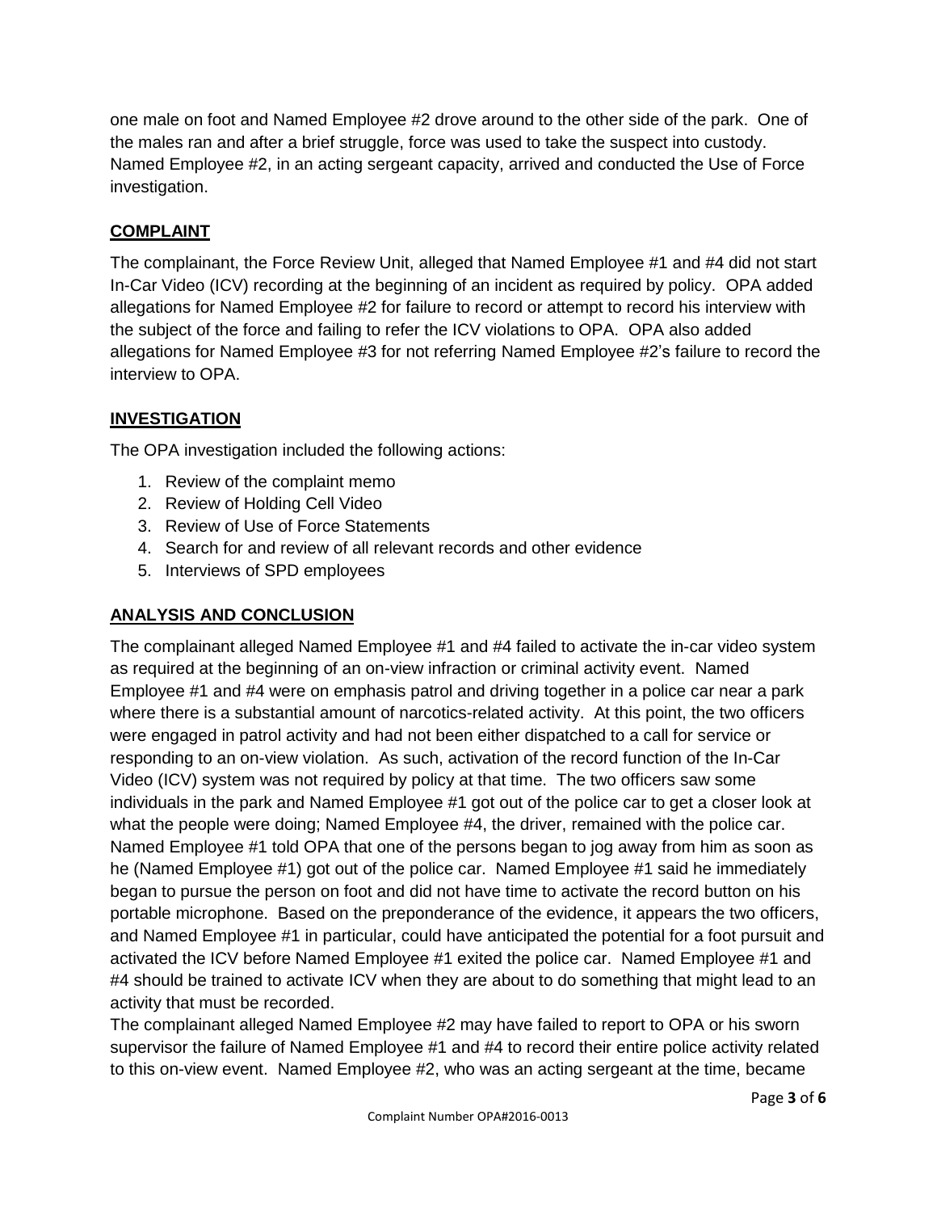one male on foot and Named Employee #2 drove around to the other side of the park. One of the males ran and after a brief struggle, force was used to take the suspect into custody. Named Employee #2, in an acting sergeant capacity, arrived and conducted the Use of Force investigation.

## COMPLAINT

The complainant, the Force Review Unit, alleged that Named Employee #1 and #4 did not start In-Car Video (ICV) recording at the beginning of an incident as required by policy. OPA added allegations for Named Employee #2 for failure to record or attempt to record his interview with the subject of the force and failing to refer the ICV violations to OPA. OPA also added allegations for Named Employee #3 for not referring Named Employee #2's failure to record the interview to OPA.

## INVESTIGATION

The OPA investigation included the following actions:

1. Review of the complaint memo
2. Review of Holding Cell Video
3. Review of Use of Force Statements
4. Search for and review of all relevant records and other evidence
5. Interviews of SPD employees

## ANALYSIS AND CONCLUSION

The complainant alleged Named Employee #1 and #4 failed to activate the in-car video system as required at the beginning of an on-view infraction or criminal activity event. Named Employee #1 and #4 were on emphasis patrol and driving together in a police car near a park where there is a substantial amount of narcotics-related activity. At this point, the two officers were engaged in patrol activity and had not been either dispatched to a call for service or responding to an on-view violation. As such, activation of the record function of the In-Car Video (ICV) system was not required by policy at that time. The two officers saw some individuals in the park and Named Employee #1 got out of the police car to get a closer look at what the people were doing; Named Employee #4, the driver, remained with the police car. Named Employee #1 told OPA that one of the persons began to jog away from him as soon as he (Named Employee #1) got out of the police car. Named Employee #1 said he immediately began to pursue the person on foot and did not have time to activate the record button on his portable microphone. Based on the preponderance of the evidence, it appears the two officers, and Named Employee #1 in particular, could have anticipated the potential for a foot pursuit and activated the ICV before Named Employee #1 exited the police car. Named Employee #1 and #4 should be trained to activate ICV when they are about to do something that might lead to an activity that must be recorded.

The complainant alleged Named Employee #2 may have failed to report to OPA or his sworn supervisor the failure of Named Employee #1 and #4 to record their entire police activity related to this on-view event. Named Employee #2, who was an acting sergeant at the time, became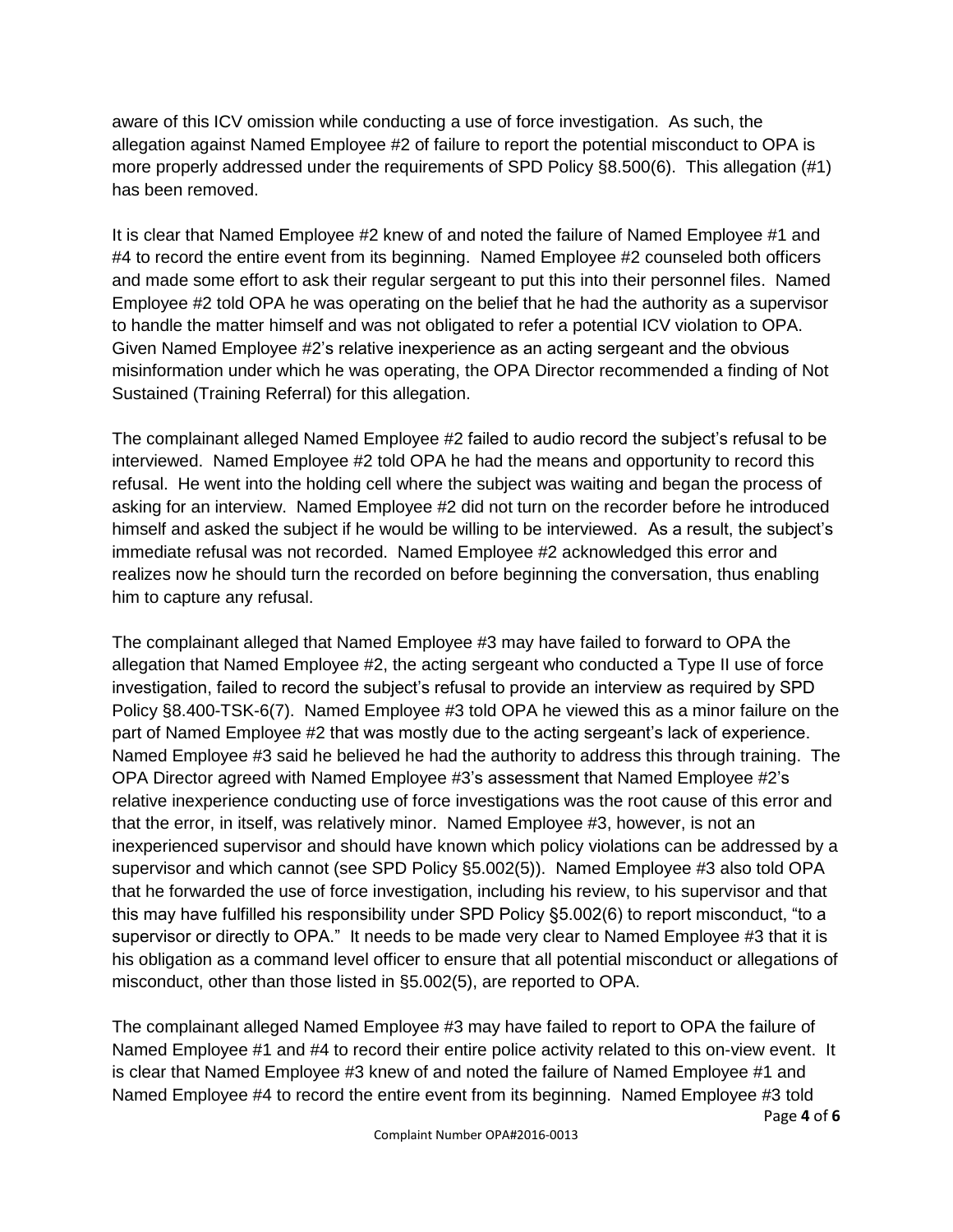aware of this ICV omission while conducting a use of force investigation. As such, the allegation against Named Employee #2 of failure to report the potential misconduct to OPA is more properly addressed under the requirements of SPD Policy §8.500(6). This allegation (#1) has been removed.

It is clear that Named Employee #2 knew of and noted the failure of Named Employee #1 and #4 to record the entire event from its beginning. Named Employee #2 counseled both officers and made some effort to ask their regular sergeant to put this into their personnel files. Named Employee #2 told OPA he was operating on the belief that he had the authority as a supervisor to handle the matter himself and was not obligated to refer a potential ICV violation to OPA. Given Named Employee #2's relative inexperience as an acting sergeant and the obvious misinformation under which he was operating, the OPA Director recommended a finding of Not Sustained (Training Referral) for this allegation.

The complainant alleged Named Employee #2 failed to audio record the subject's refusal to be interviewed. Named Employee #2 told OPA he had the means and opportunity to record this refusal. He went into the holding cell where the subject was waiting and began the process of asking for an interview. Named Employee #2 did not turn on the recorder before he introduced himself and asked the subject if he would be willing to be interviewed. As a result, the subject's immediate refusal was not recorded. Named Employee #2 acknowledged this error and realizes now he should turn the recorded on before beginning the conversation, thus enabling him to capture any refusal.

The complainant alleged that Named Employee #3 may have failed to forward to OPA the allegation that Named Employee #2, the acting sergeant who conducted a Type II use of force investigation, failed to record the subject's refusal to provide an interview as required by SPD Policy §8.400-TSK-6(7). Named Employee #3 told OPA he viewed this as a minor failure on the part of Named Employee #2 that was mostly due to the acting sergeant's lack of experience. Named Employee #3 said he believed he had the authority to address this through training. The OPA Director agreed with Named Employee #3's assessment that Named Employee #2's relative inexperience conducting use of force investigations was the root cause of this error and that the error, in itself, was relatively minor. Named Employee #3, however, is not an inexperienced supervisor and should have known which policy violations can be addressed by a supervisor and which cannot (see SPD Policy §5.002(5)). Named Employee #3 also told OPA that he forwarded the use of force investigation, including his review, to his supervisor and that this may have fulfilled his responsibility under SPD Policy §5.002(6) to report misconduct, "to a supervisor or directly to OPA." It needs to be made very clear to Named Employee #3 that it is his obligation as a command level officer to ensure that all potential misconduct or allegations of misconduct, other than those listed in §5.002(5), are reported to OPA.

The complainant alleged Named Employee #3 may have failed to report to OPA the failure of Named Employee #1 and #4 to record their entire police activity related to this on-view event. It is clear that Named Employee #3 knew of and noted the failure of Named Employee #1 and Named Employee #4 to record the entire event from its beginning. Named Employee #3 told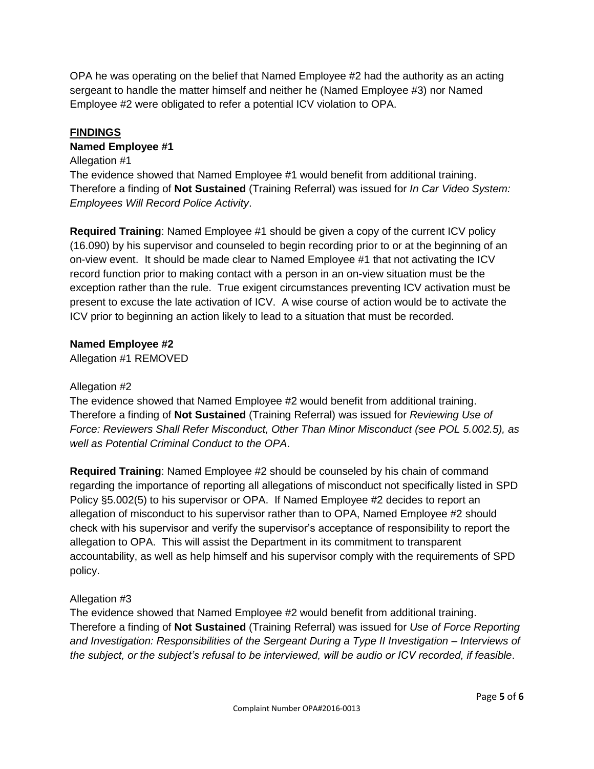OPA he was operating on the belief that Named Employee #2 had the authority as an acting sergeant to handle the matter himself and neither he (Named Employee #3) nor Named Employee #2 were obligated to refer a potential ICV violation to OPA.

## FINDINGS

**Named Employee #1**

Allegation #1

The evidence showed that Named Employee #1 would benefit from additional training. Therefore a finding of **Not Sustained** (Training Referral) was issued for *In Car Video System: Employees Will Record Police Activity*.

**Required Training**: Named Employee #1 should be given a copy of the current ICV policy (16.090) by his supervisor and counseled to begin recording prior to or at the beginning of an on-view event. It should be made clear to Named Employee #1 that not activating the ICV record function prior to making contact with a person in an on-view situation must be the exception rather than the rule. True exigent circumstances preventing ICV activation must be present to excuse the late activation of ICV. A wise course of action would be to activate the ICV prior to beginning an action likely to lead to a situation that must be recorded.

**Named Employee #2**

Allegation #1 REMOVED

Allegation #2

The evidence showed that Named Employee #2 would benefit from additional training. Therefore a finding of **Not Sustained** (Training Referral) was issued for *Reviewing Use of Force: Reviewers Shall Refer Misconduct, Other Than Minor Misconduct (see POL 5.002.5), as well as Potential Criminal Conduct to the OPA*.

**Required Training**: Named Employee #2 should be counseled by his chain of command regarding the importance of reporting all allegations of misconduct not specifically listed in SPD Policy §5.002(5) to his supervisor or OPA. If Named Employee #2 decides to report an allegation of misconduct to his supervisor rather than to OPA, Named Employee #2 should check with his supervisor and verify the supervisor's acceptance of responsibility to report the allegation to OPA. This will assist the Department in its commitment to transparent accountability, as well as help himself and his supervisor comply with the requirements of SPD policy.

Allegation #3

The evidence showed that Named Employee #2 would benefit from additional training. Therefore a finding of **Not Sustained** (Training Referral) was issued for *Use of Force Reporting and Investigation: Responsibilities of the Sergeant During a Type II Investigation – Interviews of the subject, or the subject's refusal to be interviewed, will be audio or ICV recorded, if feasible*.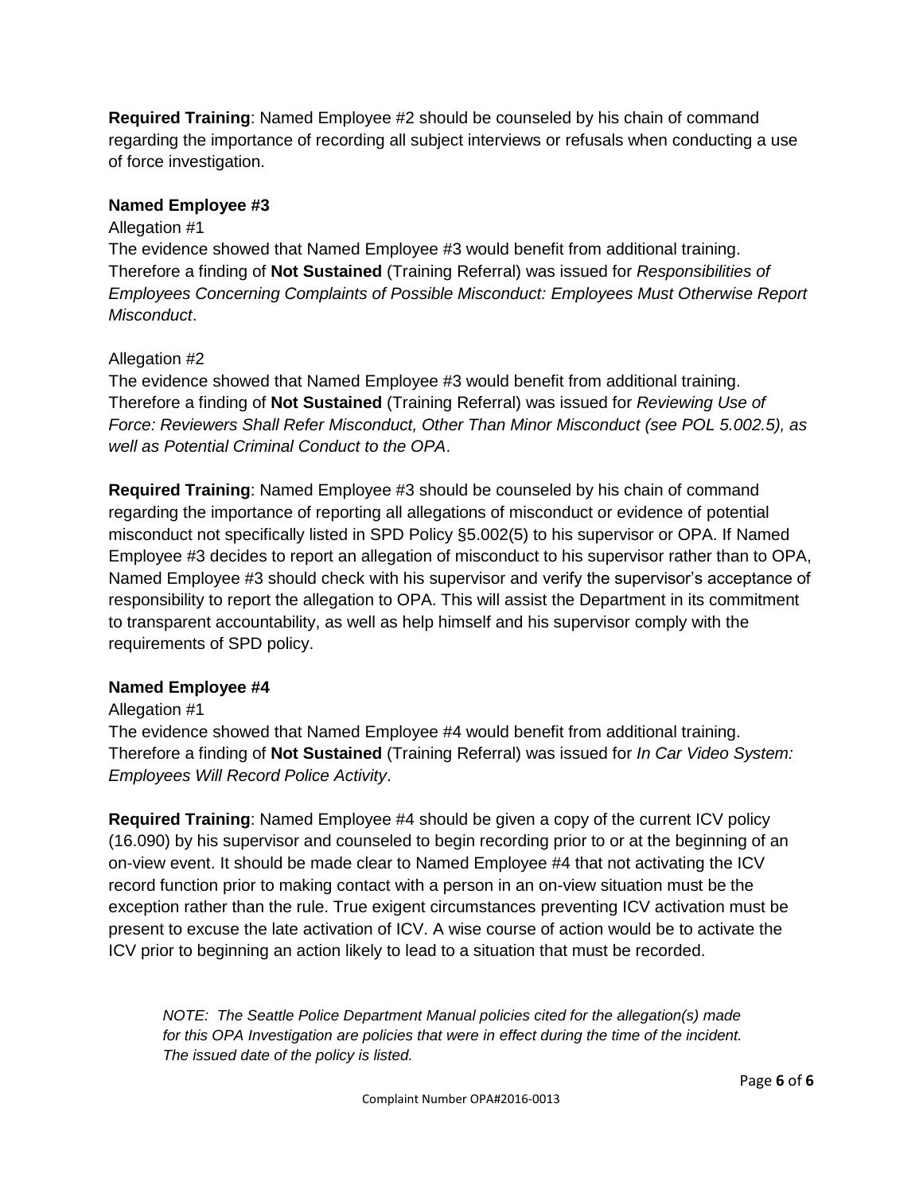**Required Training**: Named Employee #2 should be counseled by his chain of command regarding the importance of recording all subject interviews or refusals when conducting a use of force investigation.

**Named Employee #3**

Allegation #1
The evidence showed that Named Employee #3 would benefit from additional training. Therefore a finding of **Not Sustained** (Training Referral) was issued for *Responsibilities of Employees Concerning Complaints of Possible Misconduct: Employees Must Otherwise Report Misconduct*.

Allegation #2
The evidence showed that Named Employee #3 would benefit from additional training. Therefore a finding of **Not Sustained** (Training Referral) was issued for *Reviewing Use of Force: Reviewers Shall Refer Misconduct, Other Than Minor Misconduct (see POL 5.002.5), as well as Potential Criminal Conduct to the OPA*.

**Required Training**: Named Employee #3 should be counseled by his chain of command regarding the importance of reporting all allegations of misconduct or evidence of potential misconduct not specifically listed in SPD Policy §5.002(5) to his supervisor or OPA. If Named Employee #3 decides to report an allegation of misconduct to his supervisor rather than to OPA, Named Employee #3 should check with his supervisor and verify the supervisor's acceptance of responsibility to report the allegation to OPA. This will assist the Department in its commitment to transparent accountability, as well as help himself and his supervisor comply with the requirements of SPD policy.

**Named Employee #4**

Allegation #1
The evidence showed that Named Employee #4 would benefit from additional training. Therefore a finding of **Not Sustained** (Training Referral) was issued for *In Car Video System: Employees Will Record Police Activity*.

**Required Training**: Named Employee #4 should be given a copy of the current ICV policy (16.090) by his supervisor and counseled to begin recording prior to or at the beginning of an on-view event. It should be made clear to Named Employee #4 that not activating the ICV record function prior to making contact with a person in an on-view situation must be the exception rather than the rule. True exigent circumstances preventing ICV activation must be present to excuse the late activation of ICV. A wise course of action would be to activate the ICV prior to beginning an action likely to lead to a situation that must be recorded.

*NOTE: The Seattle Police Department Manual policies cited for the allegation(s) made for this OPA Investigation are policies that were in effect during the time of the incident. The issued date of the policy is listed.*

Complaint Number OPA#2016-0013